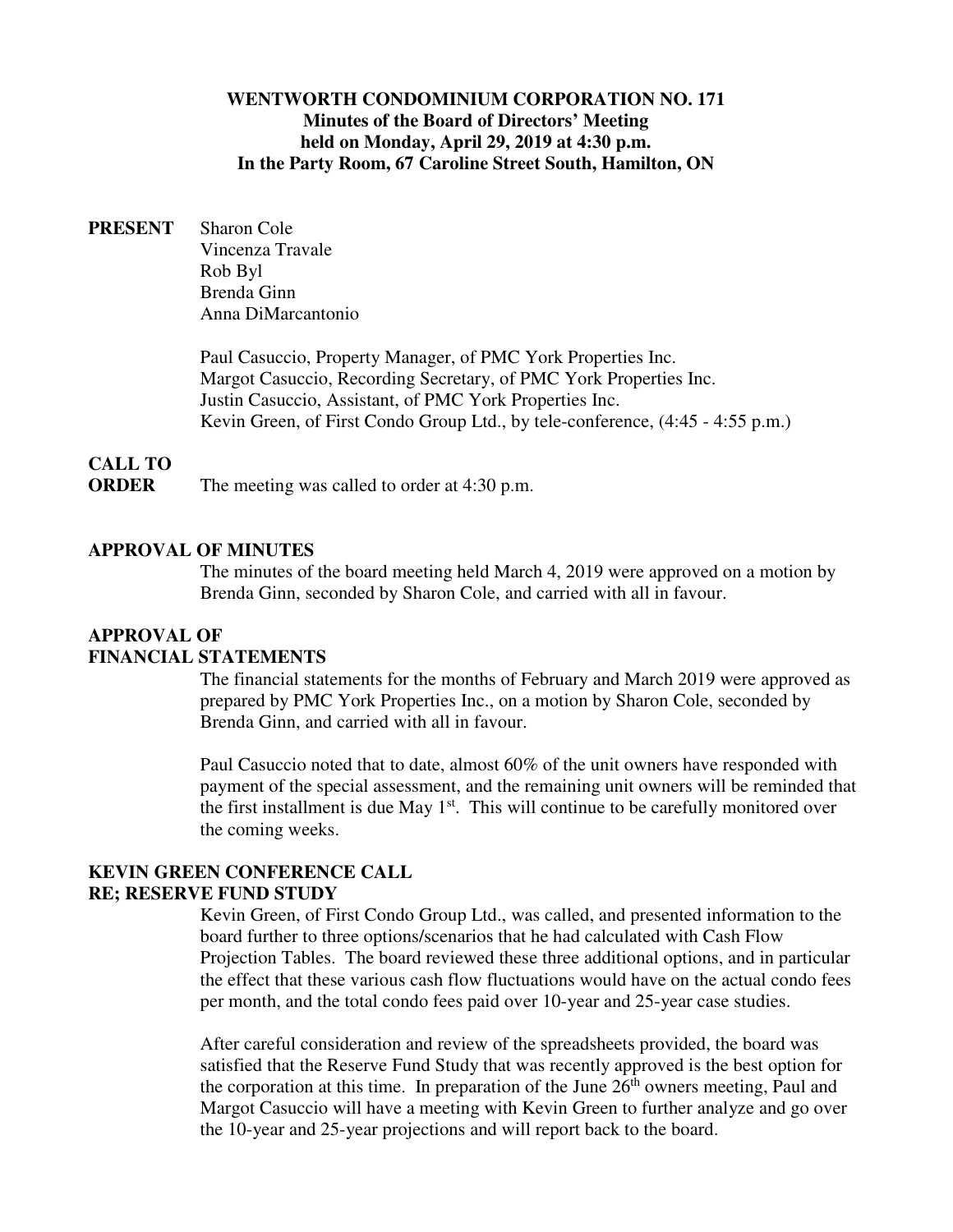**WENTWORTH CONDOMINIUM CORPORATION NO. 171**
**Minutes of the Board of Directors' Meeting**
**held on Monday, April 29, 2019 at 4:30 p.m.**
**In the Party Room, 67 Caroline Street South, Hamilton, ON**

**PRESENT**

Sharon Cole
Vincenza Travale
Rob Byl
Brenda Ginn
Anna DiMarcantonio

Paul Casuccio, Property Manager, of PMC York Properties Inc.
Margot Casuccio, Recording Secretary, of PMC York Properties Inc.
Justin Casuccio, Assistant, of PMC York Properties Inc.
Kevin Green, of First Condo Group Ltd., by tele-conference, (4:45 - 4:55 p.m.)

**CALL TO ORDER**

The meeting was called to order at 4:30 p.m.

**APPROVAL OF MINUTES**

The minutes of the board meeting held March 4, 2019 were approved on a motion by Brenda Ginn, seconded by Sharon Cole, and carried with all in favour.

**APPROVAL OF FINANCIAL STATEMENTS**

The financial statements for the months of February and March 2019 were approved as prepared by PMC York Properties Inc., on a motion by Sharon Cole, seconded by Brenda Ginn, and carried with all in favour.

Paul Casuccio noted that to date, almost 60% of the unit owners have responded with payment of the special assessment, and the remaining unit owners will be reminded that the first installment is due May 1st. This will continue to be carefully monitored over the coming weeks.

**KEVIN GREEN CONFERENCE CALL RE; RESERVE FUND STUDY**

Kevin Green, of First Condo Group Ltd., was called, and presented information to the board further to three options/scenarios that he had calculated with Cash Flow Projection Tables. The board reviewed these three additional options, and in particular the effect that these various cash flow fluctuations would have on the actual condo fees per month, and the total condo fees paid over 10-year and 25-year case studies.

After careful consideration and review of the spreadsheets provided, the board was satisfied that the Reserve Fund Study that was recently approved is the best option for the corporation at this time. In preparation of the June 26th owners meeting, Paul and Margot Casuccio will have a meeting with Kevin Green to further analyze and go over the 10-year and 25-year projections and will report back to the board.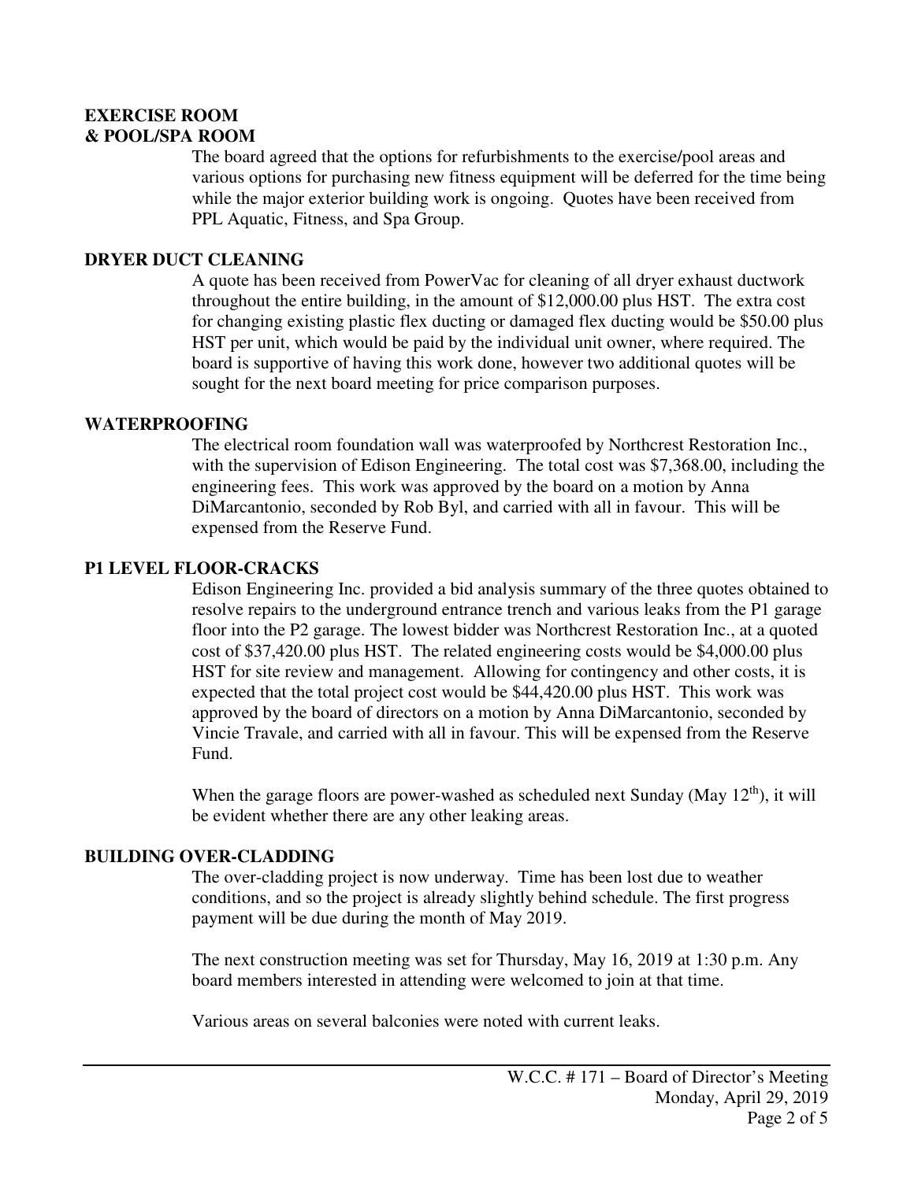**EXERCISE ROOM**
**& POOL/SPA ROOM**

The board agreed that the options for refurbishments to the exercise/pool areas and various options for purchasing new fitness equipment will be deferred for the time being while the major exterior building work is ongoing. Quotes have been received from PPL Aquatic, Fitness, and Spa Group.

**DRYER DUCT CLEANING**

A quote has been received from PowerVac for cleaning of all dryer exhaust ductwork throughout the entire building, in the amount of $12,000.00 plus HST. The extra cost for changing existing plastic flex ducting or damaged flex ducting would be $50.00 plus HST per unit, which would be paid by the individual unit owner, where required. The board is supportive of having this work done, however two additional quotes will be sought for the next board meeting for price comparison purposes.

**WATERPROOFING**

The electrical room foundation wall was waterproofed by Northcrest Restoration Inc., with the supervision of Edison Engineering. The total cost was $7,368.00, including the engineering fees. This work was approved by the board on a motion by Anna DiMarcantonio, seconded by Rob Byl, and carried with all in favour. This will be expensed from the Reserve Fund.

**P1 LEVEL FLOOR-CRACKS**

Edison Engineering Inc. provided a bid analysis summary of the three quotes obtained to resolve repairs to the underground entrance trench and various leaks from the P1 garage floor into the P2 garage. The lowest bidder was Northcrest Restoration Inc., at a quoted cost of $37,420.00 plus HST. The related engineering costs would be $4,000.00 plus HST for site review and management. Allowing for contingency and other costs, it is expected that the total project cost would be $44,420.00 plus HST. This work was approved by the board of directors on a motion by Anna DiMarcantonio, seconded by Vincie Travale, and carried with all in favour. This will be expensed from the Reserve Fund.

When the garage floors are power-washed as scheduled next Sunday (May 12th), it will be evident whether there are any other leaking areas.

**BUILDING OVER-CLADDING**

The over-cladding project is now underway. Time has been lost due to weather conditions, and so the project is already slightly behind schedule. The first progress payment will be due during the month of May 2019.

The next construction meeting was set for Thursday, May 16, 2019 at 1:30 p.m. Any board members interested in attending were welcomed to join at that time.

Various areas on several balconies were noted with current leaks.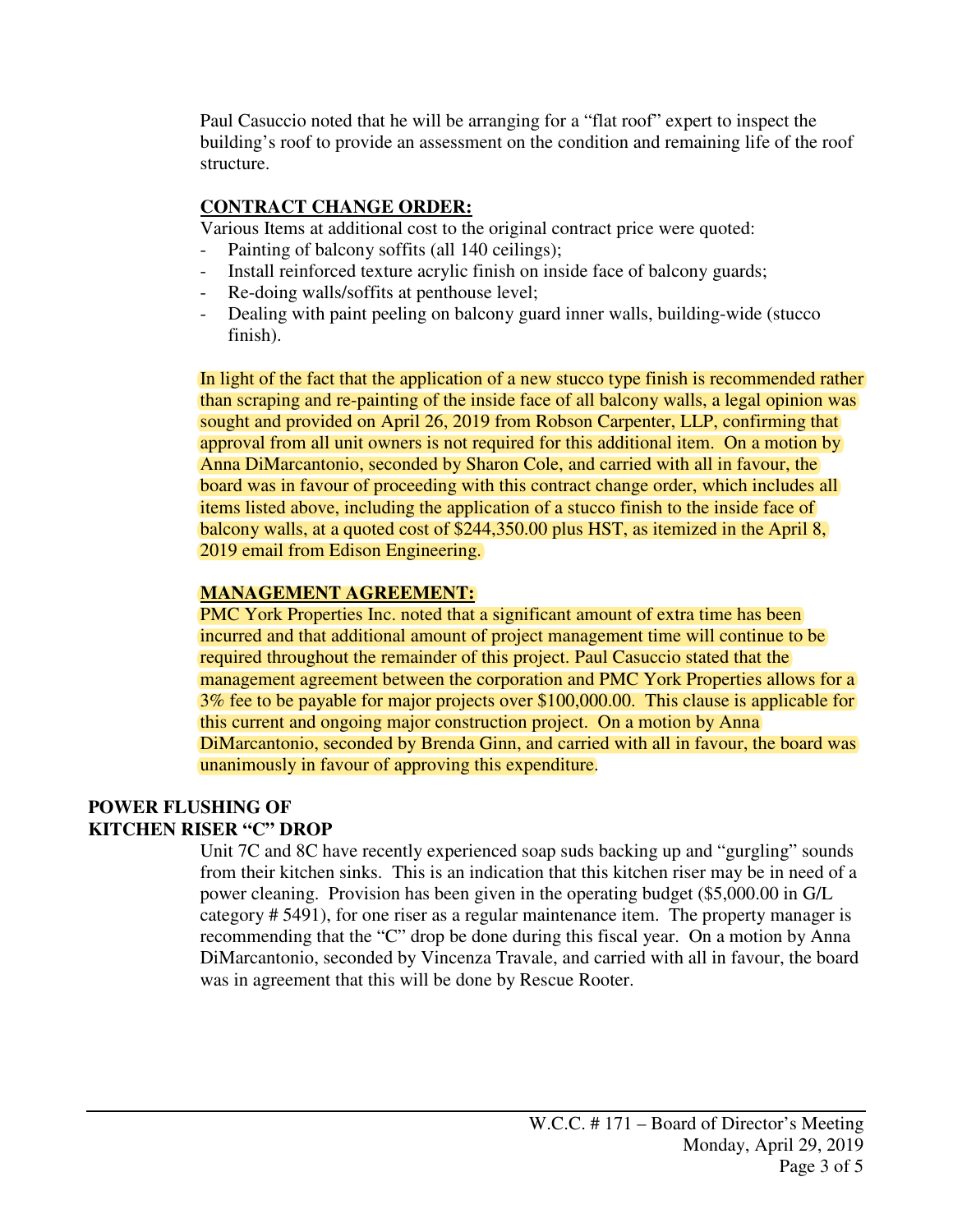Paul Casuccio noted that he will be arranging for a "flat roof" expert to inspect the building's roof to provide an assessment on the condition and remaining life of the roof structure.

**CONTRACT CHANGE ORDER:**

Various Items at additional cost to the original contract price were quoted:

- Painting of balcony soffits (all 140 ceilings);
- Install reinforced texture acrylic finish on inside face of balcony guards;
- Re-doing walls/soffits at penthouse level;
- Dealing with paint peeling on balcony guard inner walls, building-wide (stucco finish).

In light of the fact that the application of a new stucco type finish is recommended rather than scraping and re-painting of the inside face of all balcony walls, a legal opinion was sought and provided on April 26, 2019 from Robson Carpenter, LLP, confirming that approval from all unit owners is not required for this additional item. On a motion by Anna DiMarcantonio, seconded by Sharon Cole, and carried with all in favour, the board was in favour of proceeding with this contract change order, which includes all items listed above, including the application of a stucco finish to the inside face of balcony walls, at a quoted cost of $244,350.00 plus HST, as itemized in the April 8, 2019 email from Edison Engineering.

**MANAGEMENT AGREEMENT:**

PMC York Properties Inc. noted that a significant amount of extra time has been incurred and that additional amount of project management time will continue to be required throughout the remainder of this project. Paul Casuccio stated that the management agreement between the corporation and PMC York Properties allows for a 3% fee to be payable for major projects over $100,000.00. This clause is applicable for this current and ongoing major construction project. On a motion by Anna DiMarcantonio, seconded by Brenda Ginn, and carried with all in favour, the board was unanimously in favour of approving this expenditure.

**POWER FLUSHING OF KITCHEN RISER "C" DROP**

Unit 7C and 8C have recently experienced soap suds backing up and "gurgling" sounds from their kitchen sinks. This is an indication that this kitchen riser may be in need of a power cleaning. Provision has been given in the operating budget ($5,000.00 in G/L category # 5491), for one riser as a regular maintenance item. The property manager is recommending that the "C" drop be done during this fiscal year. On a motion by Anna DiMarcantonio, seconded by Vincenza Travale, and carried with all in favour, the board was in agreement that this will be done by Rescue Rooter.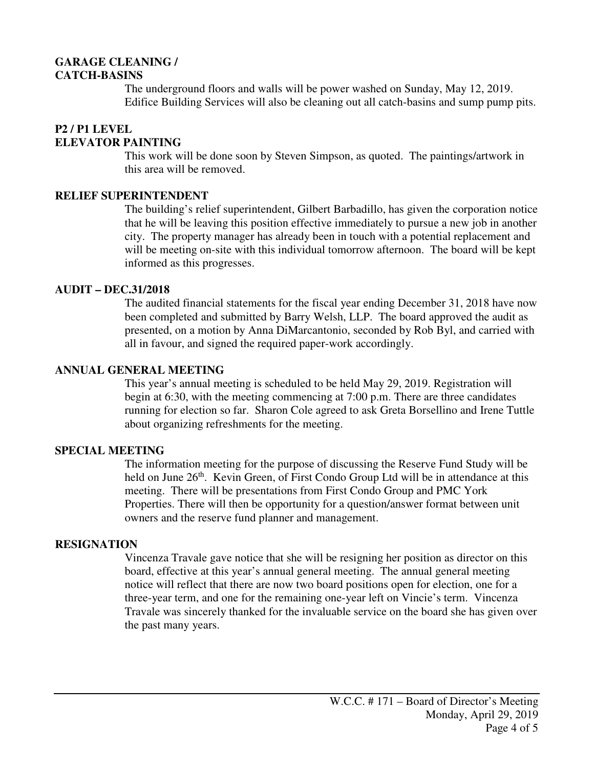**GARAGE CLEANING / CATCH-BASINS**

The underground floors and walls will be power washed on Sunday, May 12, 2019. Edifice Building Services will also be cleaning out all catch-basins and sump pump pits.

**P2 / P1 LEVEL ELEVATOR PAINTING**

This work will be done soon by Steven Simpson, as quoted. The paintings/artwork in this area will be removed.

**RELIEF SUPERINTENDENT**

The building's relief superintendent, Gilbert Barbadillo, has given the corporation notice that he will be leaving this position effective immediately to pursue a new job in another city. The property manager has already been in touch with a potential replacement and will be meeting on-site with this individual tomorrow afternoon. The board will be kept informed as this progresses.

**AUDIT – DEC.31/2018**

The audited financial statements for the fiscal year ending December 31, 2018 have now been completed and submitted by Barry Welsh, LLP. The board approved the audit as presented, on a motion by Anna DiMarcantonio, seconded by Rob Byl, and carried with all in favour, and signed the required paper-work accordingly.

**ANNUAL GENERAL MEETING**

This year's annual meeting is scheduled to be held May 29, 2019. Registration will begin at 6:30, with the meeting commencing at 7:00 p.m. There are three candidates running for election so far. Sharon Cole agreed to ask Greta Borsellino and Irene Tuttle about organizing refreshments for the meeting.

**SPECIAL MEETING**

The information meeting for the purpose of discussing the Reserve Fund Study will be held on June 26th. Kevin Green, of First Condo Group Ltd will be in attendance at this meeting. There will be presentations from First Condo Group and PMC York Properties. There will then be opportunity for a question/answer format between unit owners and the reserve fund planner and management.

**RESIGNATION**

Vincenza Travale gave notice that she will be resigning her position as director on this board, effective at this year's annual general meeting. The annual general meeting notice will reflect that there are now two board positions open for election, one for a three-year term, and one for the remaining one-year left on Vincie's term. Vincenza Travale was sincerely thanked for the invaluable service on the board she has given over the past many years.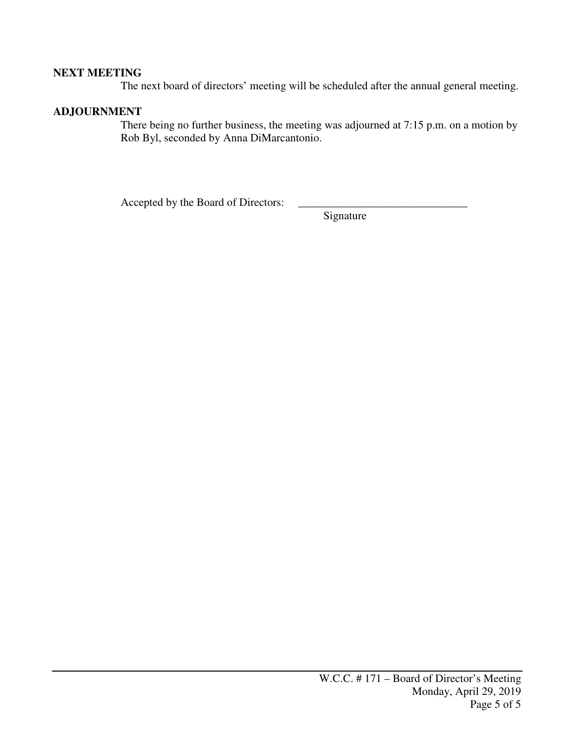**NEXT MEETING**

The next board of directors' meeting will be scheduled after the annual general meeting.

**ADJOURNMENT**

There being no further business, the meeting was adjourned at 7:15 p.m. on a motion by Rob Byl, seconded by Anna DiMarcantonio.

Accepted by the Board of Directors: ______________________________
Signature